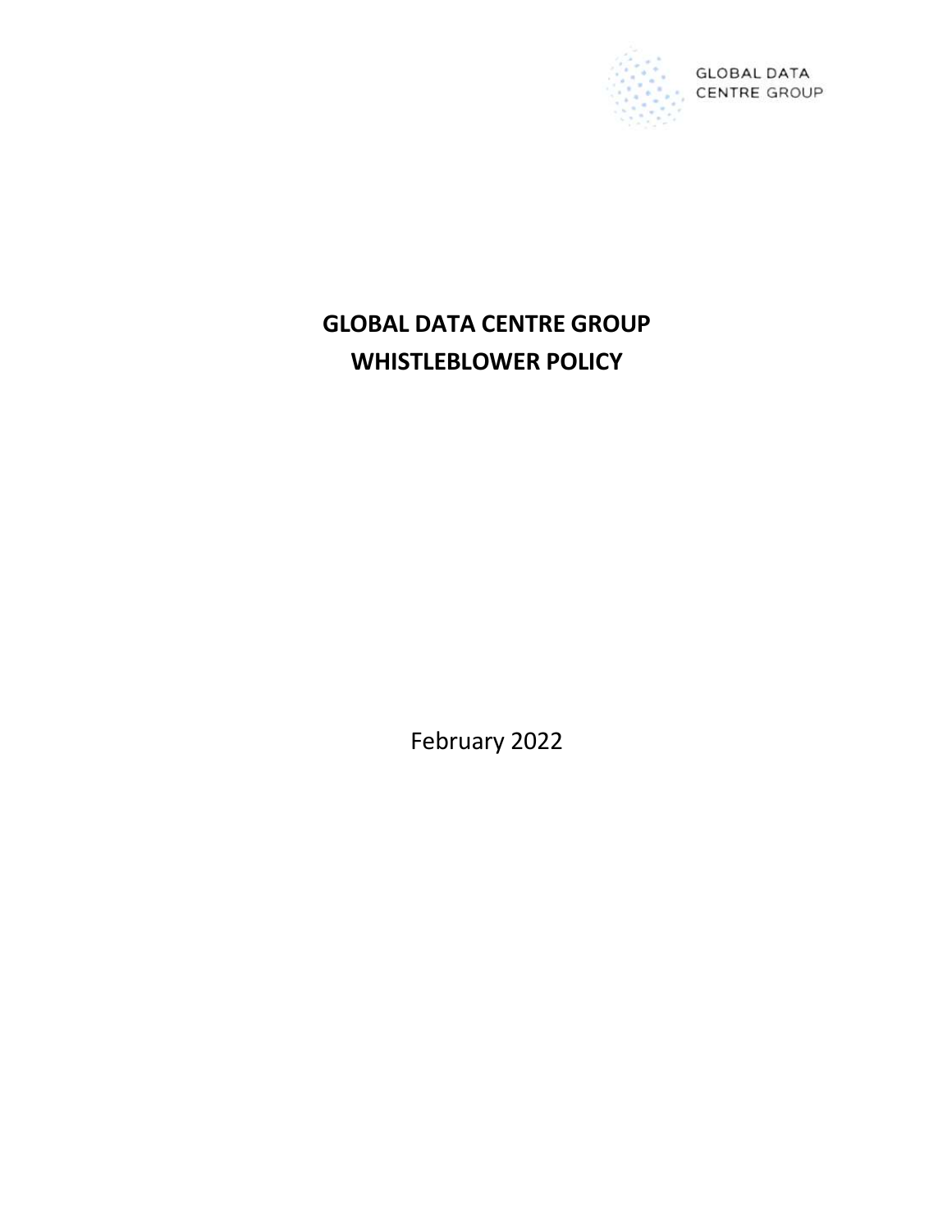GLOBAL DATA CENTRE GROUP

# GLOBAL DATA CENTRE GROUP
# WHISTLEBLOWER POLICY

February 2022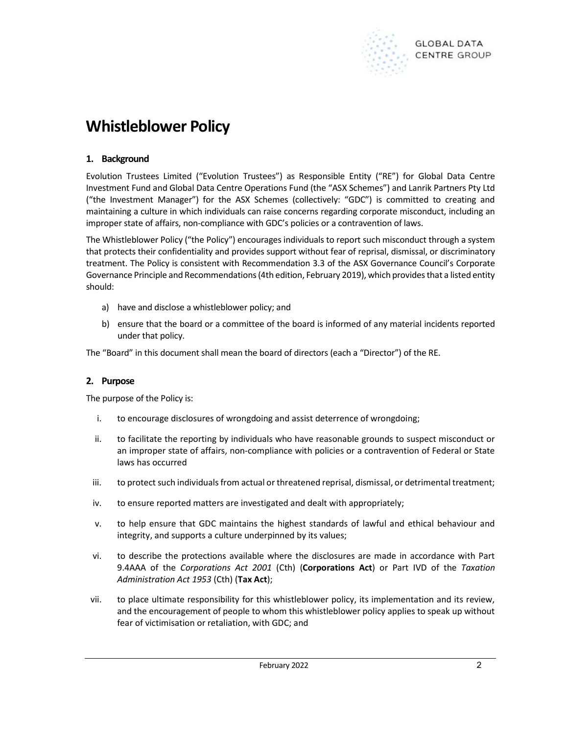# Whistleblower Policy

## 1. Background

Evolution Trustees Limited ("Evolution Trustees") as Responsible Entity ("RE") for Global Data Centre Investment Fund and Global Data Centre Operations Fund (the "ASX Schemes") and Lanrik Partners Pty Ltd ("the Investment Manager") for the ASX Schemes (collectively: "GDC") is committed to creating and maintaining a culture in which individuals can raise concerns regarding corporate misconduct, including an improper state of affairs, non-compliance with GDC's policies or a contravention of laws.

The Whistleblower Policy ("the Policy") encourages individuals to report such misconduct through a system that protects their confidentiality and provides support without fear of reprisal, dismissal, or discriminatory treatment. The Policy is consistent with Recommendation 3.3 of the ASX Governance Council's Corporate Governance Principle and Recommendations (4th edition, February 2019), which provides that a listed entity should:

a) have and disclose a whistleblower policy; and
b) ensure that the board or a committee of the board is informed of any material incidents reported under that policy.

The "Board" in this document shall mean the board of directors (each a "Director") of the RE.

## 2. Purpose

The purpose of the Policy is:

i. to encourage disclosures of wrongdoing and assist deterrence of wrongdoing;

ii. to facilitate the reporting by individuals who have reasonable grounds to suspect misconduct or an improper state of affairs, non-compliance with policies or a contravention of Federal or State laws has occurred

iii. to protect such individuals from actual or threatened reprisal, dismissal, or detrimental treatment;

iv. to ensure reported matters are investigated and dealt with appropriately;

v. to help ensure that GDC maintains the highest standards of lawful and ethical behaviour and integrity, and supports a culture underpinned by its values;

vi. to describe the protections available where the disclosures are made in accordance with Part 9.4AAA of the *Corporations Act 2001* (Cth) (**Corporations Act**) or Part IVD of the *Taxation Administration Act 1953* (Cth) (**Tax Act**);

vii. to place ultimate responsibility for this whistleblower policy, its implementation and its review, and the encouragement of people to whom this whistleblower policy applies to speak up without fear of victimisation or retaliation, with GDC; and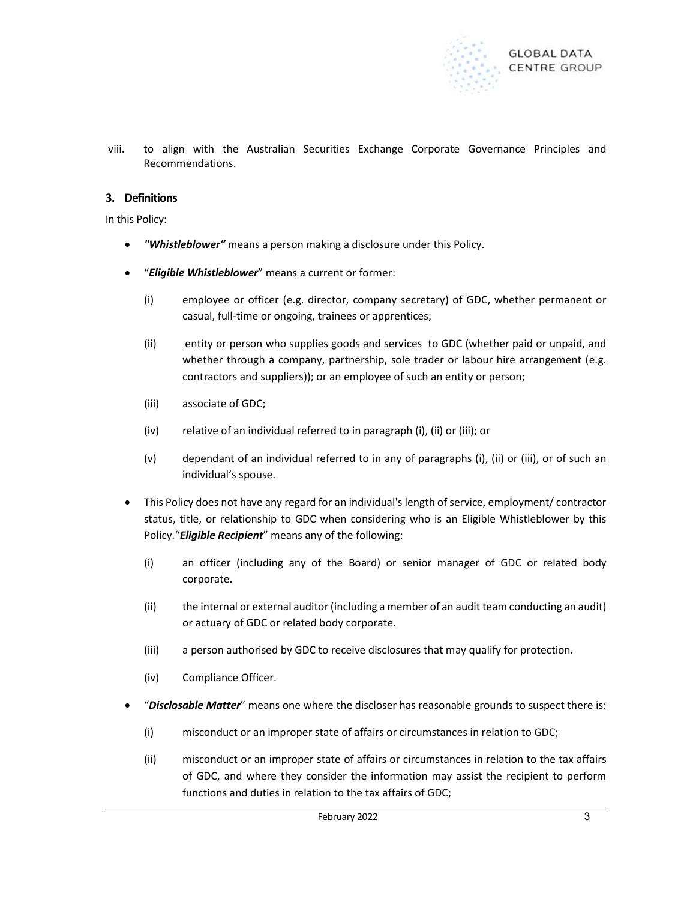viii. to align with the Australian Securities Exchange Corporate Governance Principles and Recommendations.

## 3. Definitions

In this Policy:

- ***"Whistleblower"*** means a person making a disclosure under this Policy.
- "***Eligible Whistleblower***" means a current or former:
  - (i) employee or officer (e.g. director, company secretary) of GDC, whether permanent or casual, full-time or ongoing, trainees or apprentices;
  - (ii) entity or person who supplies goods and services to GDC (whether paid or unpaid, and whether through a company, partnership, sole trader or labour hire arrangement (e.g. contractors and suppliers)); or an employee of such an entity or person;
  - (iii) associate of GDC;
  - (iv) relative of an individual referred to in paragraph (i), (ii) or (iii); or
  - (v) dependant of an individual referred to in any of paragraphs (i), (ii) or (iii), or of such an individual's spouse.
- This Policy does not have any regard for an individual's length of service, employment/ contractor status, title, or relationship to GDC when considering who is an Eligible Whistleblower by this Policy."***Eligible Recipient***" means any of the following:
  - (i) an officer (including any of the Board) or senior manager of GDC or related body corporate.
  - (ii) the internal or external auditor (including a member of an audit team conducting an audit) or actuary of GDC or related body corporate.
  - (iii) a person authorised by GDC to receive disclosures that may qualify for protection.
  - (iv) Compliance Officer.
- "***Disclosable Matter***" means one where the discloser has reasonable grounds to suspect there is:
  - (i) misconduct or an improper state of affairs or circumstances in relation to GDC;
  - (ii) misconduct or an improper state of affairs or circumstances in relation to the tax affairs of GDC, and where they consider the information may assist the recipient to perform functions and duties in relation to the tax affairs of GDC;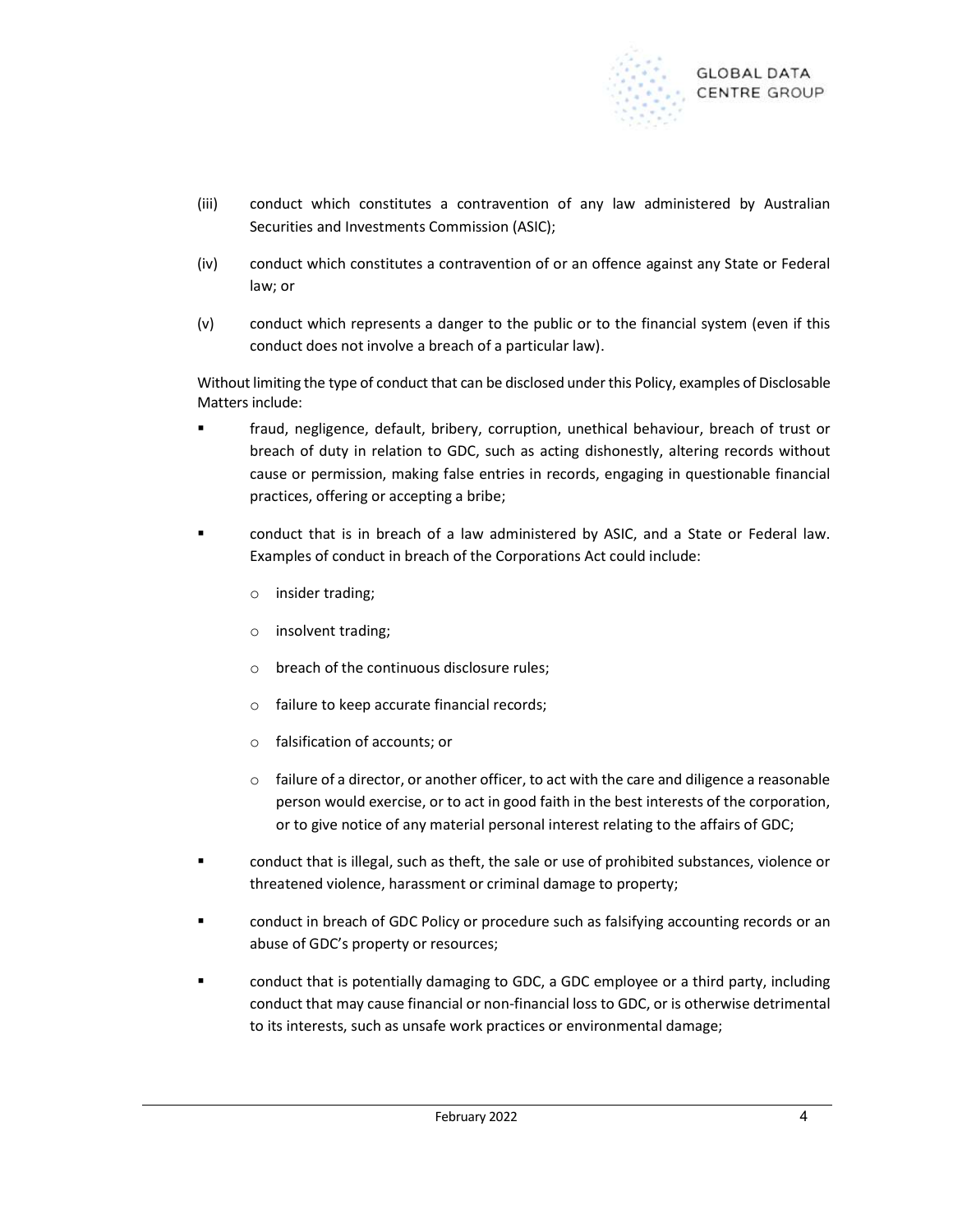(iii) conduct which constitutes a contravention of any law administered by Australian Securities and Investments Commission (ASIC);

(iv) conduct which constitutes a contravention of or an offence against any State or Federal law; or

(v) conduct which represents a danger to the public or to the financial system (even if this conduct does not involve a breach of a particular law).

Without limiting the type of conduct that can be disclosed under this Policy, examples of Disclosable Matters include:

- fraud, negligence, default, bribery, corruption, unethical behaviour, breach of trust or breach of duty in relation to GDC, such as acting dishonestly, altering records without cause or permission, making false entries in records, engaging in questionable financial practices, offering or accepting a bribe;
- conduct that is in breach of a law administered by ASIC, and a State or Federal law. Examples of conduct in breach of the Corporations Act could include:
  - insider trading;
  - insolvent trading;
  - breach of the continuous disclosure rules;
  - failure to keep accurate financial records;
  - falsification of accounts; or
  - failure of a director, or another officer, to act with the care and diligence a reasonable person would exercise, or to act in good faith in the best interests of the corporation, or to give notice of any material personal interest relating to the affairs of GDC;
- conduct that is illegal, such as theft, the sale or use of prohibited substances, violence or threatened violence, harassment or criminal damage to property;
- conduct in breach of GDC Policy or procedure such as falsifying accounting records or an abuse of GDC's property or resources;
- conduct that is potentially damaging to GDC, a GDC employee or a third party, including conduct that may cause financial or non-financial loss to GDC, or is otherwise detrimental to its interests, such as unsafe work practices or environmental damage;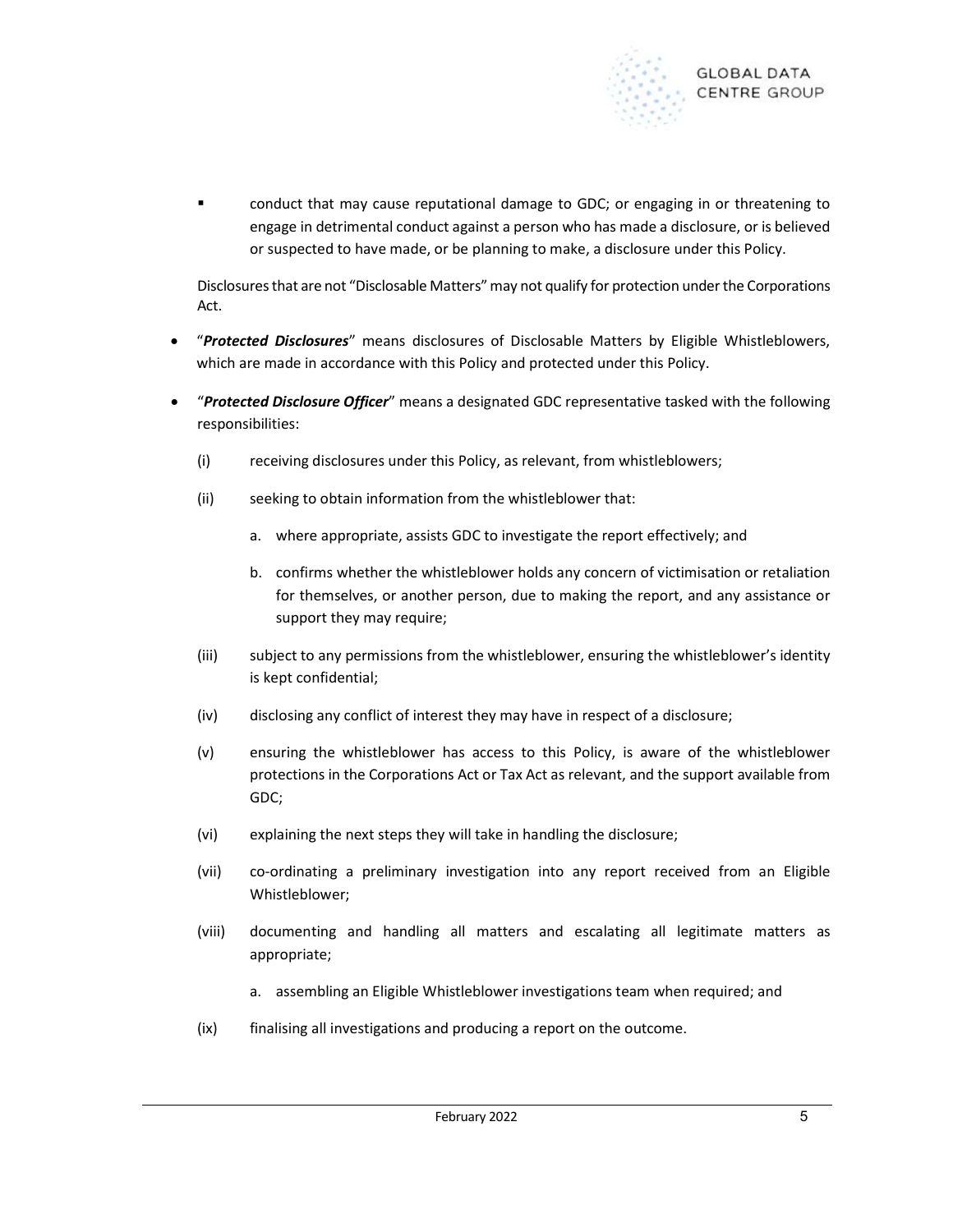- conduct that may cause reputational damage to GDC; or engaging in or threatening to engage in detrimental conduct against a person who has made a disclosure, or is believed or suspected to have made, or be planning to make, a disclosure under this Policy.

  Disclosures that are not "Disclosable Matters" may not qualify for protection under the Corporations Act.

- "***Protected Disclosures***" means disclosures of Disclosable Matters by Eligible Whistleblowers, which are made in accordance with this Policy and protected under this Policy.

- "***Protected Disclosure Officer***" means a designated GDC representative tasked with the following responsibilities:

  (i) receiving disclosures under this Policy, as relevant, from whistleblowers;

  (ii) seeking to obtain information from the whistleblower that:

    a. where appropriate, assists GDC to investigate the report effectively; and

    b. confirms whether the whistleblower holds any concern of victimisation or retaliation for themselves, or another person, due to making the report, and any assistance or support they may require;

  (iii) subject to any permissions from the whistleblower, ensuring the whistleblower's identity is kept confidential;

  (iv) disclosing any conflict of interest they may have in respect of a disclosure;

  (v) ensuring the whistleblower has access to this Policy, is aware of the whistleblower protections in the Corporations Act or Tax Act as relevant, and the support available from GDC;

  (vi) explaining the next steps they will take in handling the disclosure;

  (vii) co-ordinating a preliminary investigation into any report received from an Eligible Whistleblower;

  (viii) documenting and handling all matters and escalating all legitimate matters as appropriate;

    a. assembling an Eligible Whistleblower investigations team when required; and

  (ix) finalising all investigations and producing a report on the outcome.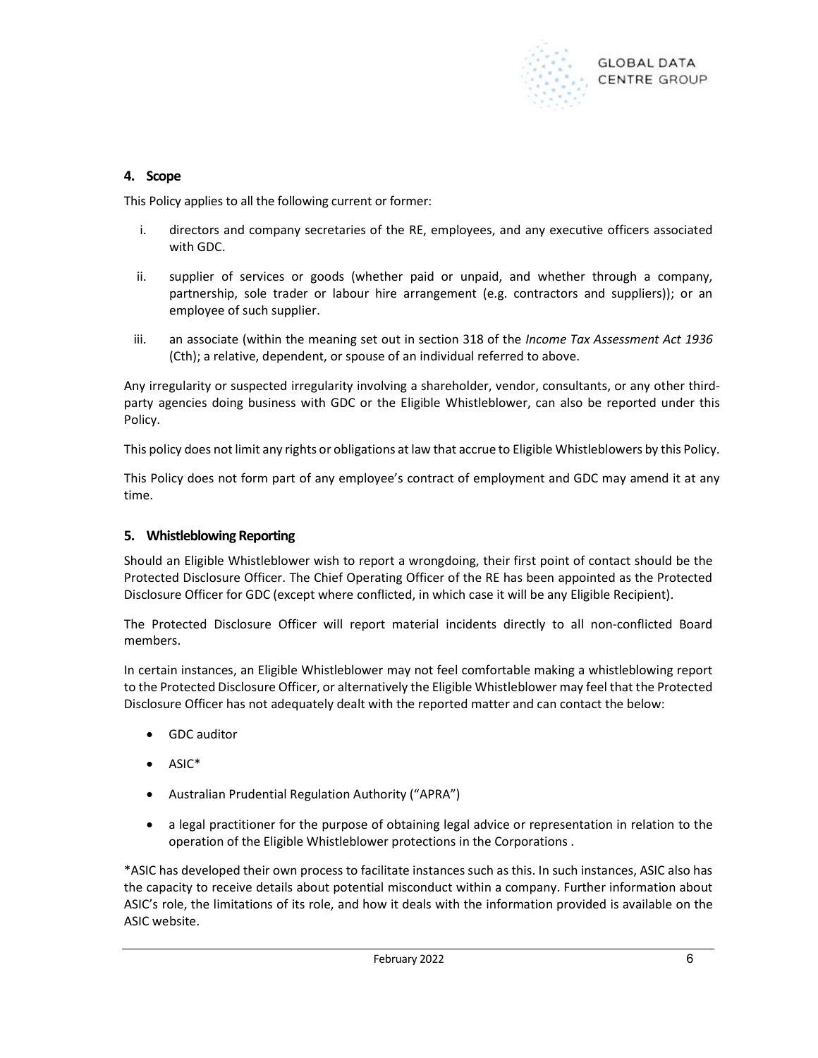## 4. Scope

This Policy applies to all the following current or former:

i. directors and company secretaries of the RE, employees, and any executive officers associated with GDC.

ii. supplier of services or goods (whether paid or unpaid, and whether through a company, partnership, sole trader or labour hire arrangement (e.g. contractors and suppliers)); or an employee of such supplier.

iii. an associate (within the meaning set out in section 318 of the *Income Tax Assessment Act 1936* (Cth); a relative, dependent, or spouse of an individual referred to above.

Any irregularity or suspected irregularity involving a shareholder, vendor, consultants, or any other third-party agencies doing business with GDC or the Eligible Whistleblower, can also be reported under this Policy.

This policy does not limit any rights or obligations at law that accrue to Eligible Whistleblowers by this Policy.

This Policy does not form part of any employee's contract of employment and GDC may amend it at any time.

## 5. Whistleblowing Reporting

Should an Eligible Whistleblower wish to report a wrongdoing, their first point of contact should be the Protected Disclosure Officer. The Chief Operating Officer of the RE has been appointed as the Protected Disclosure Officer for GDC (except where conflicted, in which case it will be any Eligible Recipient).

The Protected Disclosure Officer will report material incidents directly to all non-conflicted Board members.

In certain instances, an Eligible Whistleblower may not feel comfortable making a whistleblowing report to the Protected Disclosure Officer, or alternatively the Eligible Whistleblower may feel that the Protected Disclosure Officer has not adequately dealt with the reported matter and can contact the below:

- GDC auditor
- ASIC*
- Australian Prudential Regulation Authority ("APRA")
- a legal practitioner for the purpose of obtaining legal advice or representation in relation to the operation of the Eligible Whistleblower protections in the Corporations .

*ASIC has developed their own process to facilitate instances such as this. In such instances, ASIC also has the capacity to receive details about potential misconduct within a company. Further information about ASIC's role, the limitations of its role, and how it deals with the information provided is available on the ASIC website.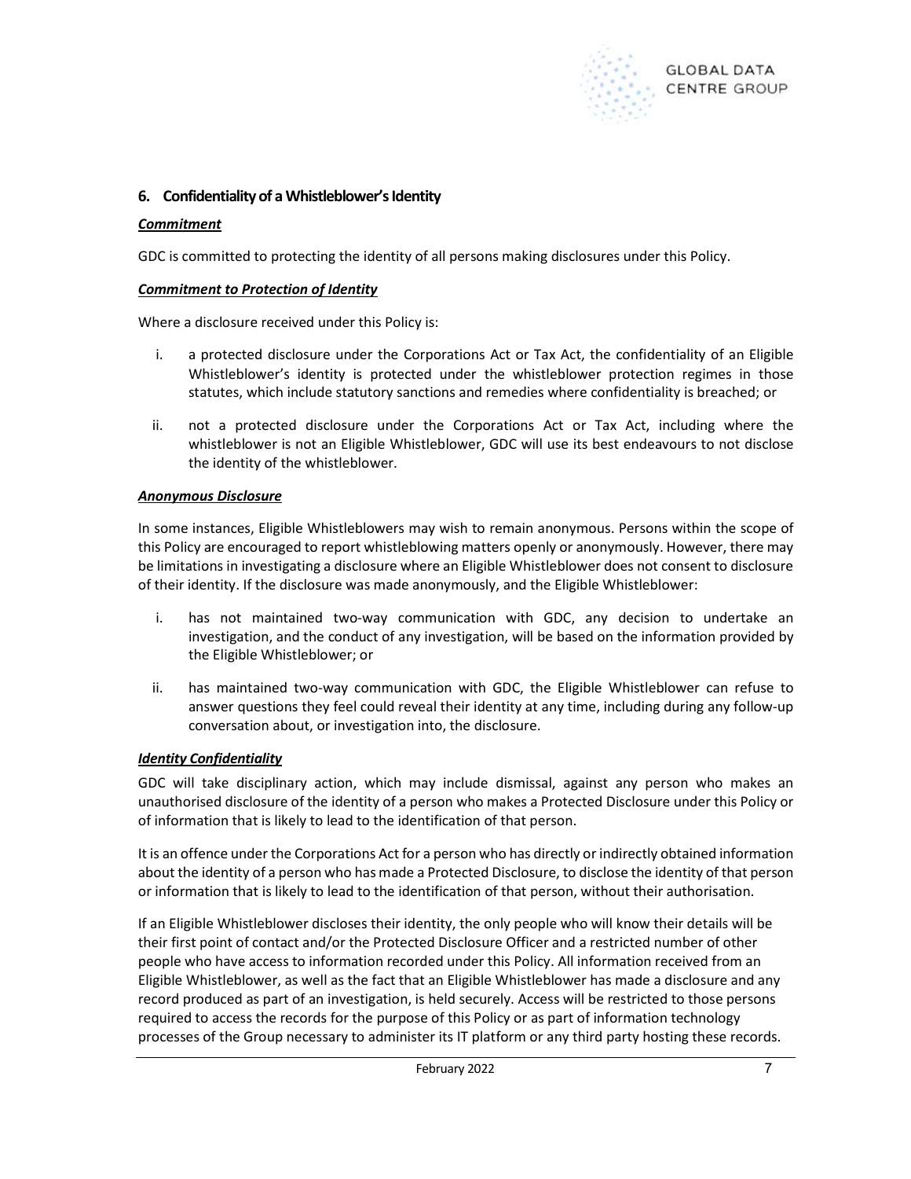## 6. Confidentiality of a Whistleblower's Identity

***Commitment***

GDC is committed to protecting the identity of all persons making disclosures under this Policy.

***Commitment to Protection of Identity***

Where a disclosure received under this Policy is:

i. a protected disclosure under the Corporations Act or Tax Act, the confidentiality of an Eligible Whistleblower's identity is protected under the whistleblower protection regimes in those statutes, which include statutory sanctions and remedies where confidentiality is breached; or

ii. not a protected disclosure under the Corporations Act or Tax Act, including where the whistleblower is not an Eligible Whistleblower, GDC will use its best endeavours to not disclose the identity of the whistleblower.

***Anonymous Disclosure***

In some instances, Eligible Whistleblowers may wish to remain anonymous. Persons within the scope of this Policy are encouraged to report whistleblowing matters openly or anonymously. However, there may be limitations in investigating a disclosure where an Eligible Whistleblower does not consent to disclosure of their identity. If the disclosure was made anonymously, and the Eligible Whistleblower:

i. has not maintained two-way communication with GDC, any decision to undertake an investigation, and the conduct of any investigation, will be based on the information provided by the Eligible Whistleblower; or

ii. has maintained two-way communication with GDC, the Eligible Whistleblower can refuse to answer questions they feel could reveal their identity at any time, including during any follow-up conversation about, or investigation into, the disclosure.

***Identity Confidentiality***

GDC will take disciplinary action, which may include dismissal, against any person who makes an unauthorised disclosure of the identity of a person who makes a Protected Disclosure under this Policy or of information that is likely to lead to the identification of that person.

It is an offence under the Corporations Act for a person who has directly or indirectly obtained information about the identity of a person who has made a Protected Disclosure, to disclose the identity of that person or information that is likely to lead to the identification of that person, without their authorisation.

If an Eligible Whistleblower discloses their identity, the only people who will know their details will be their first point of contact and/or the Protected Disclosure Officer and a restricted number of other people who have access to information recorded under this Policy. All information received from an Eligible Whistleblower, as well as the fact that an Eligible Whistleblower has made a disclosure and any record produced as part of an investigation, is held securely. Access will be restricted to those persons required to access the records for the purpose of this Policy or as part of information technology processes of the Group necessary to administer its IT platform or any third party hosting these records.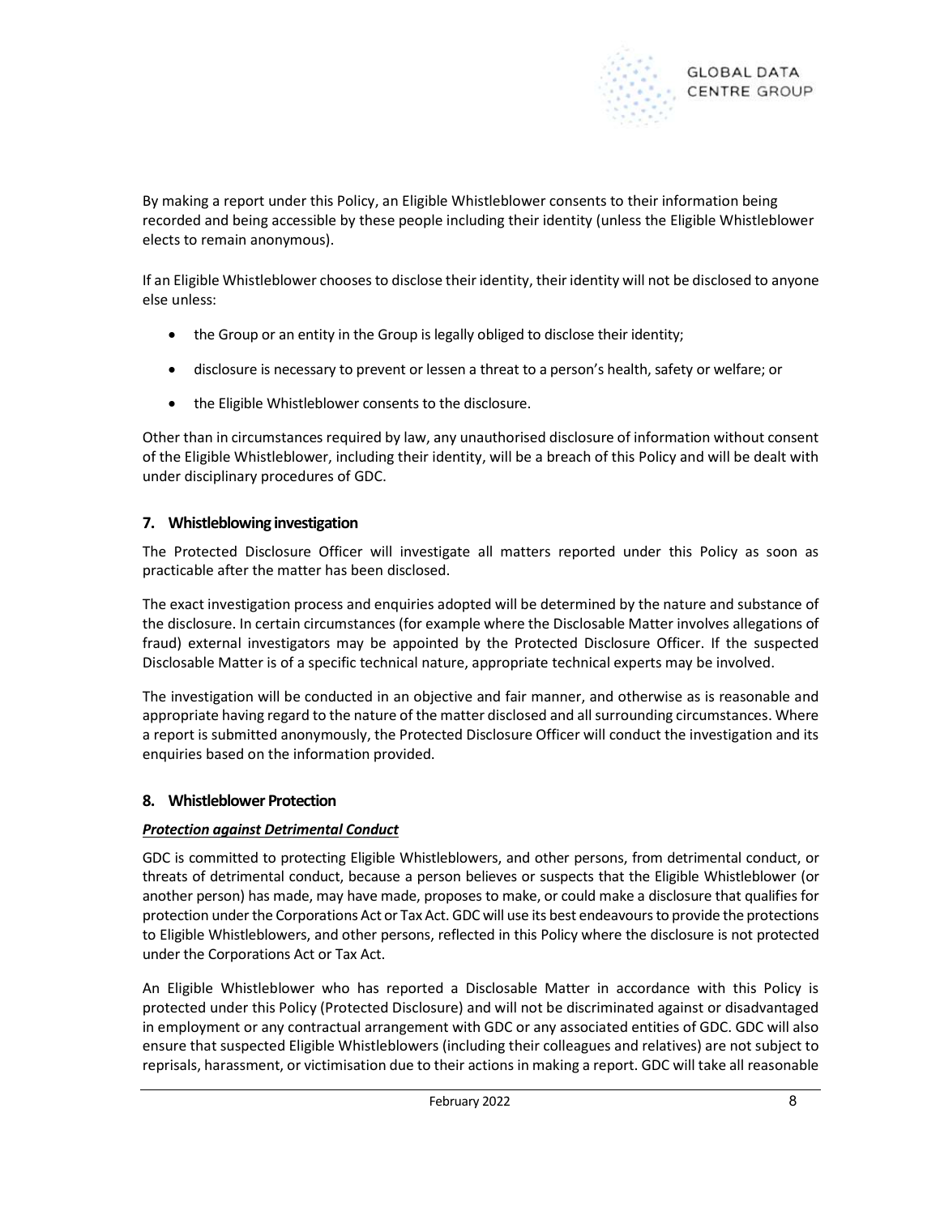By making a report under this Policy, an Eligible Whistleblower consents to their information being recorded and being accessible by these people including their identity (unless the Eligible Whistleblower elects to remain anonymous).

If an Eligible Whistleblower chooses to disclose their identity, their identity will not be disclosed to anyone else unless:

- the Group or an entity in the Group is legally obliged to disclose their identity;
- disclosure is necessary to prevent or lessen a threat to a person's health, safety or welfare; or
- the Eligible Whistleblower consents to the disclosure.

Other than in circumstances required by law, any unauthorised disclosure of information without consent of the Eligible Whistleblower, including their identity, will be a breach of this Policy and will be dealt with under disciplinary procedures of GDC.

## 7. Whistleblowing investigation

The Protected Disclosure Officer will investigate all matters reported under this Policy as soon as practicable after the matter has been disclosed.

The exact investigation process and enquiries adopted will be determined by the nature and substance of the disclosure. In certain circumstances (for example where the Disclosable Matter involves allegations of fraud) external investigators may be appointed by the Protected Disclosure Officer. If the suspected Disclosable Matter is of a specific technical nature, appropriate technical experts may be involved.

The investigation will be conducted in an objective and fair manner, and otherwise as is reasonable and appropriate having regard to the nature of the matter disclosed and all surrounding circumstances. Where a report is submitted anonymously, the Protected Disclosure Officer will conduct the investigation and its enquiries based on the information provided.

## 8. Whistleblower Protection

***Protection against Detrimental Conduct***

GDC is committed to protecting Eligible Whistleblowers, and other persons, from detrimental conduct, or threats of detrimental conduct, because a person believes or suspects that the Eligible Whistleblower (or another person) has made, may have made, proposes to make, or could make a disclosure that qualifies for protection under the Corporations Act or Tax Act. GDC will use its best endeavours to provide the protections to Eligible Whistleblowers, and other persons, reflected in this Policy where the disclosure is not protected under the Corporations Act or Tax Act.

An Eligible Whistleblower who has reported a Disclosable Matter in accordance with this Policy is protected under this Policy (Protected Disclosure) and will not be discriminated against or disadvantaged in employment or any contractual arrangement with GDC or any associated entities of GDC. GDC will also ensure that suspected Eligible Whistleblowers (including their colleagues and relatives) are not subject to reprisals, harassment, or victimisation due to their actions in making a report. GDC will take all reasonable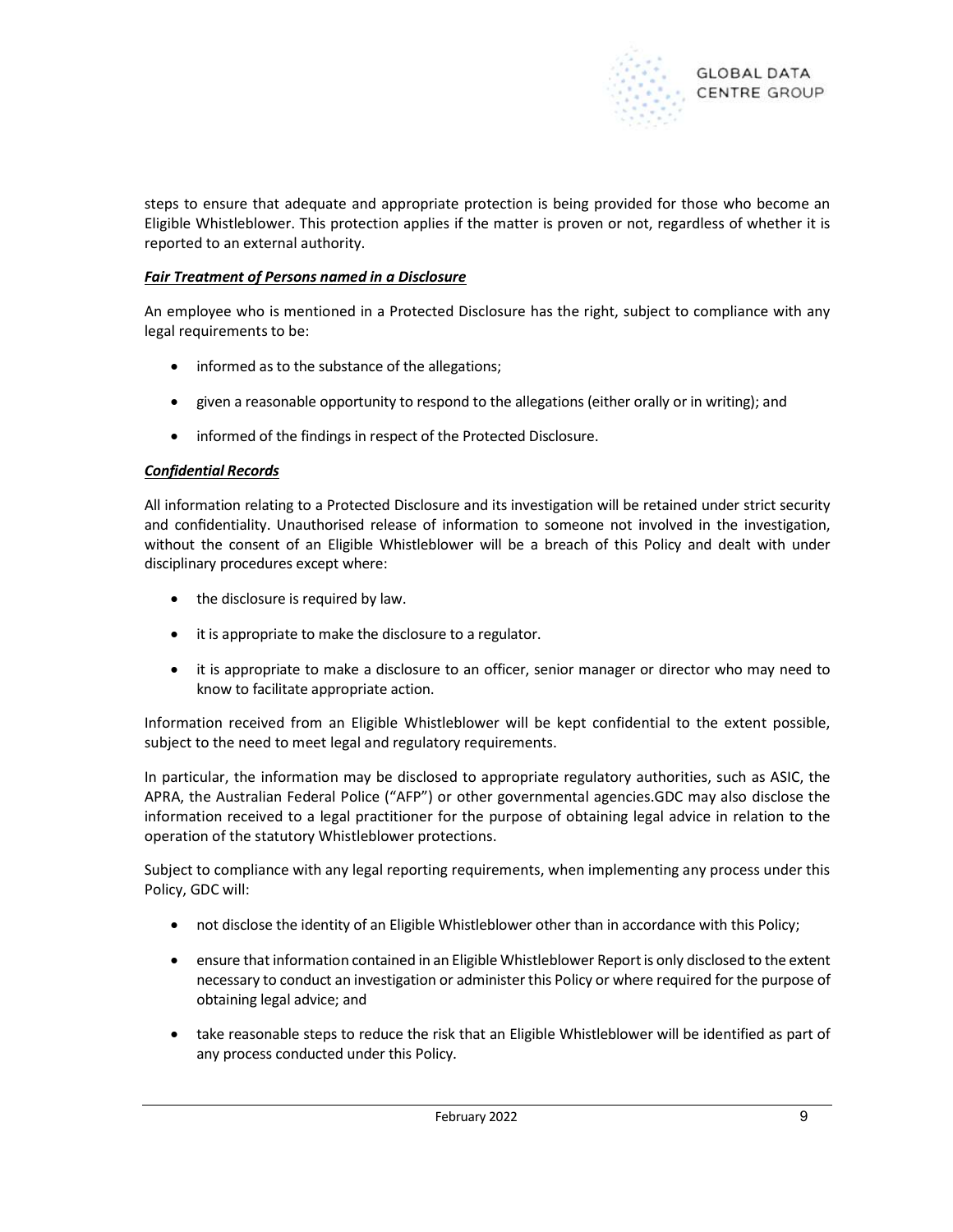steps to ensure that adequate and appropriate protection is being provided for those who become an Eligible Whistleblower. This protection applies if the matter is proven or not, regardless of whether it is reported to an external authority.

***Fair Treatment of Persons named in a Disclosure***

An employee who is mentioned in a Protected Disclosure has the right, subject to compliance with any legal requirements to be:

- informed as to the substance of the allegations;
- given a reasonable opportunity to respond to the allegations (either orally or in writing); and
- informed of the findings in respect of the Protected Disclosure.

***Confidential Records***

All information relating to a Protected Disclosure and its investigation will be retained under strict security and confidentiality. Unauthorised release of information to someone not involved in the investigation, without the consent of an Eligible Whistleblower will be a breach of this Policy and dealt with under disciplinary procedures except where:

- the disclosure is required by law.
- it is appropriate to make the disclosure to a regulator.
- it is appropriate to make a disclosure to an officer, senior manager or director who may need to know to facilitate appropriate action.

Information received from an Eligible Whistleblower will be kept confidential to the extent possible, subject to the need to meet legal and regulatory requirements.

In particular, the information may be disclosed to appropriate regulatory authorities, such as ASIC, the APRA, the Australian Federal Police ("AFP") or other governmental agencies.GDC may also disclose the information received to a legal practitioner for the purpose of obtaining legal advice in relation to the operation of the statutory Whistleblower protections.

Subject to compliance with any legal reporting requirements, when implementing any process under this Policy, GDC will:

- not disclose the identity of an Eligible Whistleblower other than in accordance with this Policy;
- ensure that information contained in an Eligible Whistleblower Report is only disclosed to the extent necessary to conduct an investigation or administer this Policy or where required for the purpose of obtaining legal advice; and
- take reasonable steps to reduce the risk that an Eligible Whistleblower will be identified as part of any process conducted under this Policy.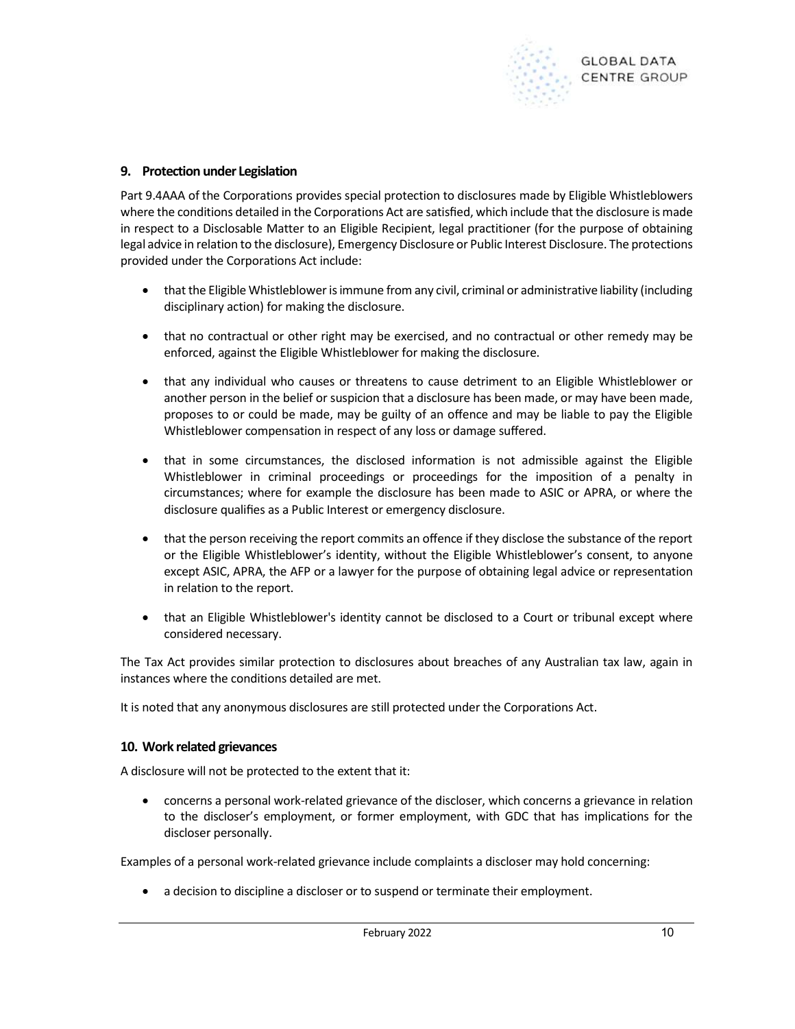## 9. Protection under Legislation

Part 9.4AAA of the Corporations provides special protection to disclosures made by Eligible Whistleblowers where the conditions detailed in the Corporations Act are satisfied, which include that the disclosure is made in respect to a Disclosable Matter to an Eligible Recipient, legal practitioner (for the purpose of obtaining legal advice in relation to the disclosure), Emergency Disclosure or Public Interest Disclosure. The protections provided under the Corporations Act include:

- that the Eligible Whistleblower is immune from any civil, criminal or administrative liability (including disciplinary action) for making the disclosure.
- that no contractual or other right may be exercised, and no contractual or other remedy may be enforced, against the Eligible Whistleblower for making the disclosure.
- that any individual who causes or threatens to cause detriment to an Eligible Whistleblower or another person in the belief or suspicion that a disclosure has been made, or may have been made, proposes to or could be made, may be guilty of an offence and may be liable to pay the Eligible Whistleblower compensation in respect of any loss or damage suffered.
- that in some circumstances, the disclosed information is not admissible against the Eligible Whistleblower in criminal proceedings or proceedings for the imposition of a penalty in circumstances; where for example the disclosure has been made to ASIC or APRA, or where the disclosure qualifies as a Public Interest or emergency disclosure.
- that the person receiving the report commits an offence if they disclose the substance of the report or the Eligible Whistleblower's identity, without the Eligible Whistleblower's consent, to anyone except ASIC, APRA, the AFP or a lawyer for the purpose of obtaining legal advice or representation in relation to the report.
- that an Eligible Whistleblower's identity cannot be disclosed to a Court or tribunal except where considered necessary.

The Tax Act provides similar protection to disclosures about breaches of any Australian tax law, again in instances where the conditions detailed are met.

It is noted that any anonymous disclosures are still protected under the Corporations Act.

## 10. Work related grievances

A disclosure will not be protected to the extent that it:

- concerns a personal work-related grievance of the discloser, which concerns a grievance in relation to the discloser's employment, or former employment, with GDC that has implications for the discloser personally.

Examples of a personal work-related grievance include complaints a discloser may hold concerning:

- a decision to discipline a discloser or to suspend or terminate their employment.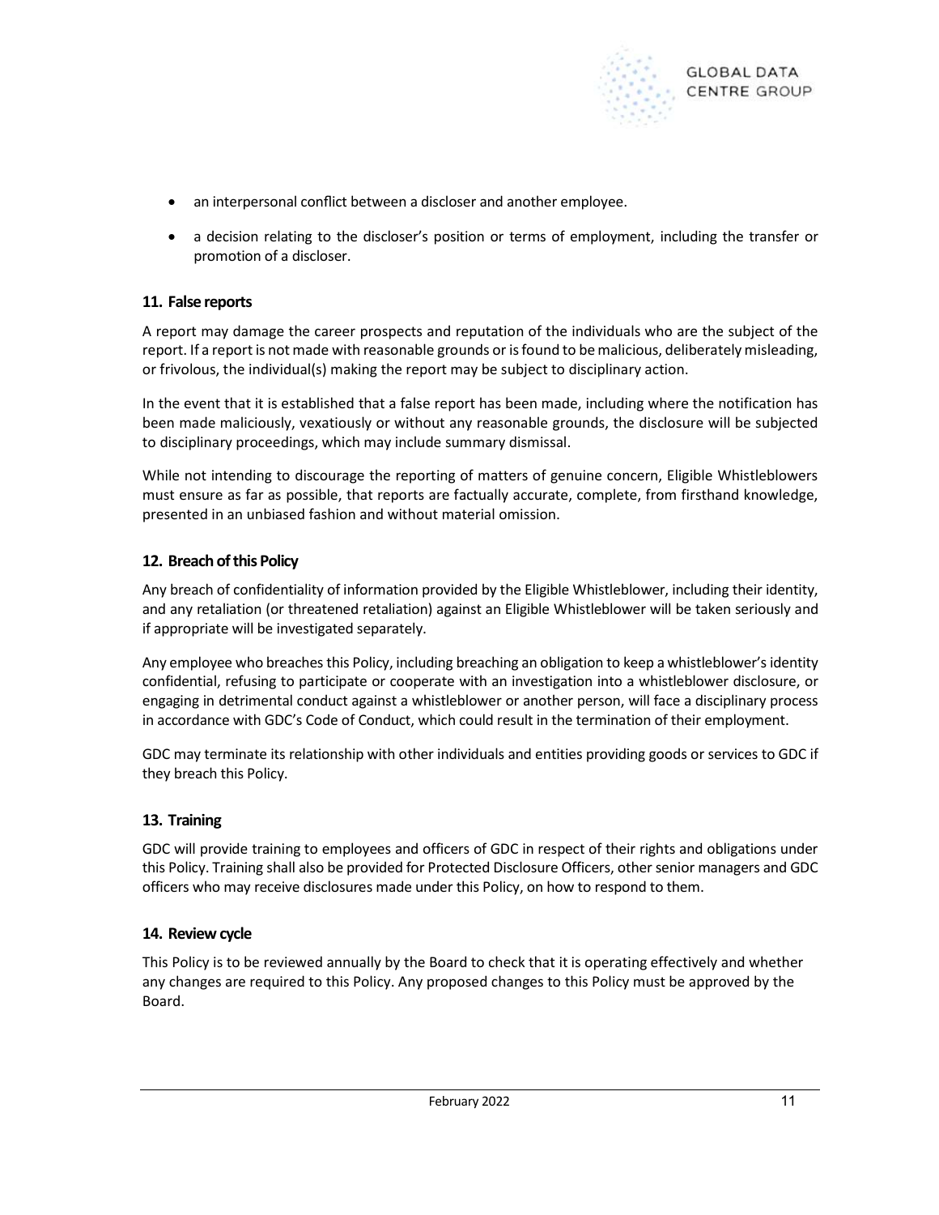- an interpersonal conflict between a discloser and another employee.
- a decision relating to the discloser's position or terms of employment, including the transfer or promotion of a discloser.

## 11. False reports

A report may damage the career prospects and reputation of the individuals who are the subject of the report. If a report is not made with reasonable grounds or is found to be malicious, deliberately misleading, or frivolous, the individual(s) making the report may be subject to disciplinary action.

In the event that it is established that a false report has been made, including where the notification has been made maliciously, vexatiously or without any reasonable grounds, the disclosure will be subjected to disciplinary proceedings, which may include summary dismissal.

While not intending to discourage the reporting of matters of genuine concern, Eligible Whistleblowers must ensure as far as possible, that reports are factually accurate, complete, from firsthand knowledge, presented in an unbiased fashion and without material omission.

## 12. Breach of this Policy

Any breach of confidentiality of information provided by the Eligible Whistleblower, including their identity, and any retaliation (or threatened retaliation) against an Eligible Whistleblower will be taken seriously and if appropriate will be investigated separately.

Any employee who breaches this Policy, including breaching an obligation to keep a whistleblower's identity confidential, refusing to participate or cooperate with an investigation into a whistleblower disclosure, or engaging in detrimental conduct against a whistleblower or another person, will face a disciplinary process in accordance with GDC's Code of Conduct, which could result in the termination of their employment.

GDC may terminate its relationship with other individuals and entities providing goods or services to GDC if they breach this Policy.

## 13. Training

GDC will provide training to employees and officers of GDC in respect of their rights and obligations under this Policy. Training shall also be provided for Protected Disclosure Officers, other senior managers and GDC officers who may receive disclosures made under this Policy, on how to respond to them.

## 14. Review cycle

This Policy is to be reviewed annually by the Board to check that it is operating effectively and whether any changes are required to this Policy. Any proposed changes to this Policy must be approved by the Board.